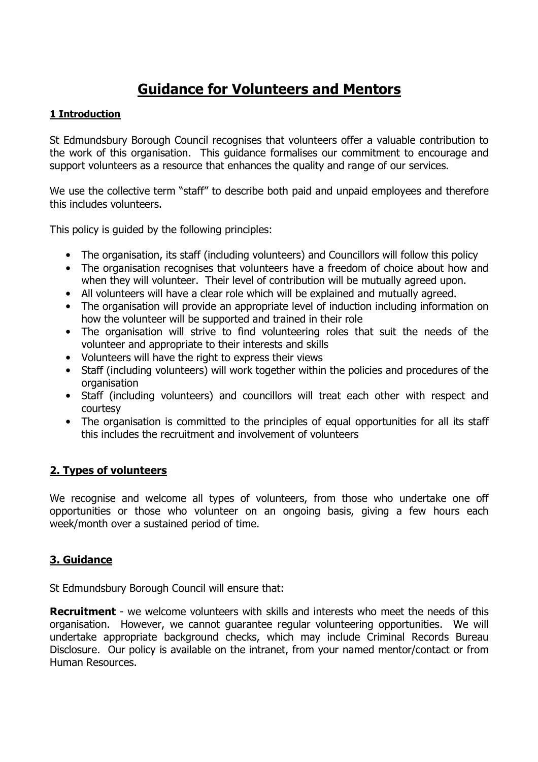# Guidance for Volunteers and Mentors

## 1 Introduction

St Edmundsbury Borough Council recognises that volunteers offer a valuable contribution to the work of this organisation. This guidance formalises our commitment to encourage and support volunteers as a resource that enhances the quality and range of our services.

We use the collective term "staff" to describe both paid and unpaid employees and therefore this includes volunteers.

This policy is guided by the following principles:

- The organisation, its staff (including volunteers) and Councillors will follow this policy
- The organisation recognises that volunteers have a freedom of choice about how and when they will volunteer. Their level of contribution will be mutually agreed upon.
- All volunteers will have a clear role which will be explained and mutually agreed.
- The organisation will provide an appropriate level of induction including information on how the volunteer will be supported and trained in their role
- The organisation will strive to find volunteering roles that suit the needs of the volunteer and appropriate to their interests and skills
- Volunteers will have the right to express their views
- Staff (including volunteers) will work together within the policies and procedures of the organisation
- Staff (including volunteers) and councillors will treat each other with respect and courtesy
- The organisation is committed to the principles of equal opportunities for all its staff this includes the recruitment and involvement of volunteers

## 2. Types of volunteers

We recognise and welcome all types of volunteers, from those who undertake one off opportunities or those who volunteer on an ongoing basis, giving a few hours each week/month over a sustained period of time.

## 3. Guidance

St Edmundsbury Borough Council will ensure that:

**Recruitment** - we welcome volunteers with skills and interests who meet the needs of this organisation. However, we cannot guarantee regular volunteering opportunities. We will undertake appropriate background checks, which may include Criminal Records Bureau Disclosure. Our policy is available on the intranet, from your named mentor/contact or from Human Resources.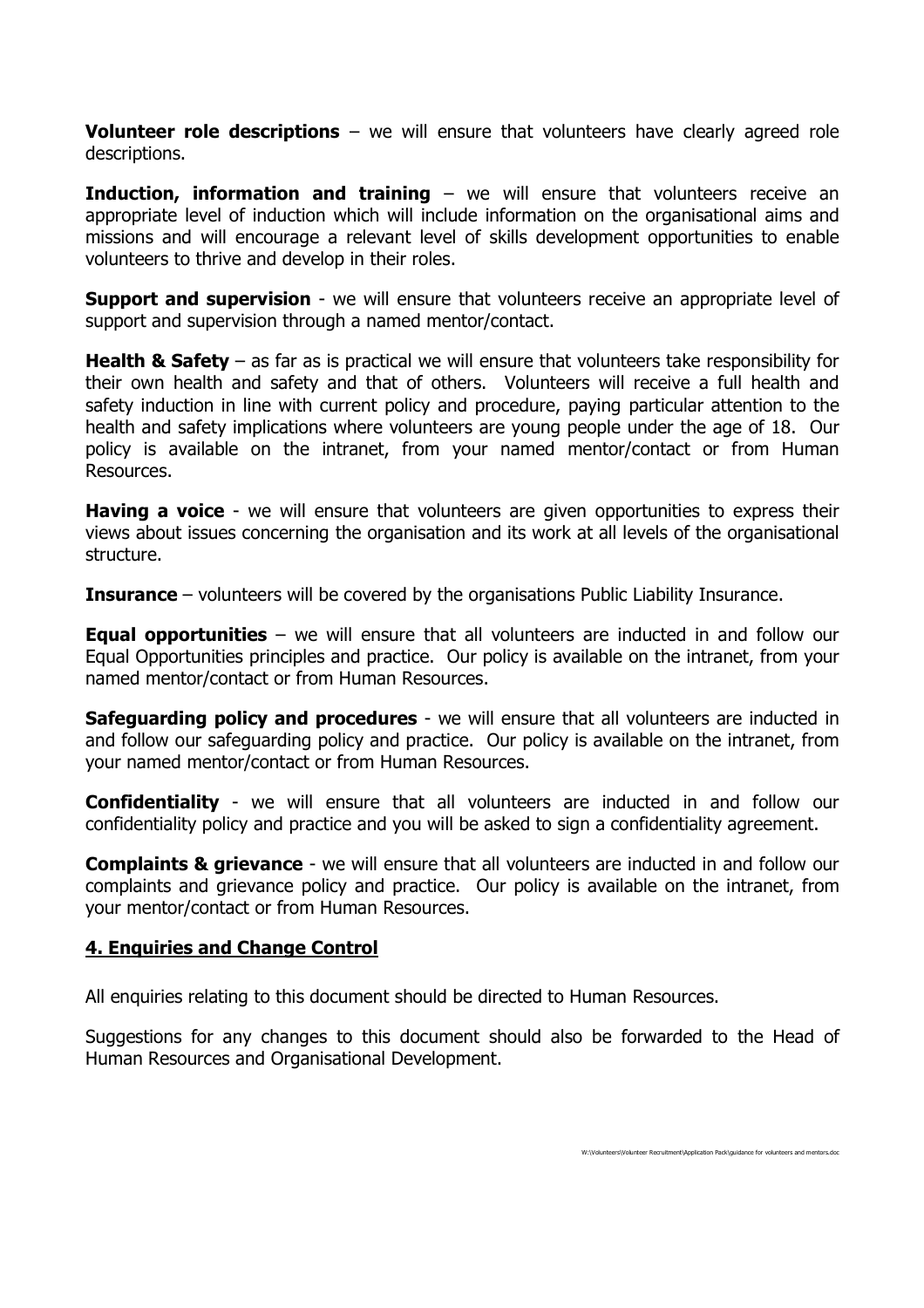**Volunteer role descriptions** – we will ensure that volunteers have clearly agreed role descriptions.

**Induction, information and training** – we will ensure that volunteers receive an appropriate level of induction which will include information on the organisational aims and missions and will encourage a relevant level of skills development opportunities to enable volunteers to thrive and develop in their roles.

**Support and supervision** - we will ensure that volunteers receive an appropriate level of support and supervision through a named mentor/contact.

**Health & Safety** – as far as is practical we will ensure that volunteers take responsibility for their own health and safety and that of others. Volunteers will receive a full health and safety induction in line with current policy and procedure, paying particular attention to the health and safety implications where volunteers are young people under the age of 18. Our policy is available on the intranet, from your named mentor/contact or from Human Resources.

**Having a voice** - we will ensure that volunteers are given opportunities to express their views about issues concerning the organisation and its work at all levels of the organisational structure.

**Insurance** – volunteers will be covered by the organisations Public Liability Insurance.

**Equal opportunities** – we will ensure that all volunteers are inducted in and follow our Equal Opportunities principles and practice. Our policy is available on the intranet, from your named mentor/contact or from Human Resources.

**Safeguarding policy and procedures** - we will ensure that all volunteers are inducted in and follow our safeguarding policy and practice. Our policy is available on the intranet, from your named mentor/contact or from Human Resources.

**Confidentiality** - we will ensure that all volunteers are inducted in and follow our confidentiality policy and practice and you will be asked to sign a confidentiality agreement.

**Complaints & grievance** - we will ensure that all volunteers are inducted in and follow our complaints and grievance policy and practice. Our policy is available on the intranet, from your mentor/contact or from Human Resources.

## 4. Enquiries and Change Control

All enquiries relating to this document should be directed to Human Resources.

Suggestions for any changes to this document should also be forwarded to the Head of Human Resources and Organisational Development.

W:\Volunteers\Volunteer Recruitment\Application Pack\guidance for volunteers and mentors.doc